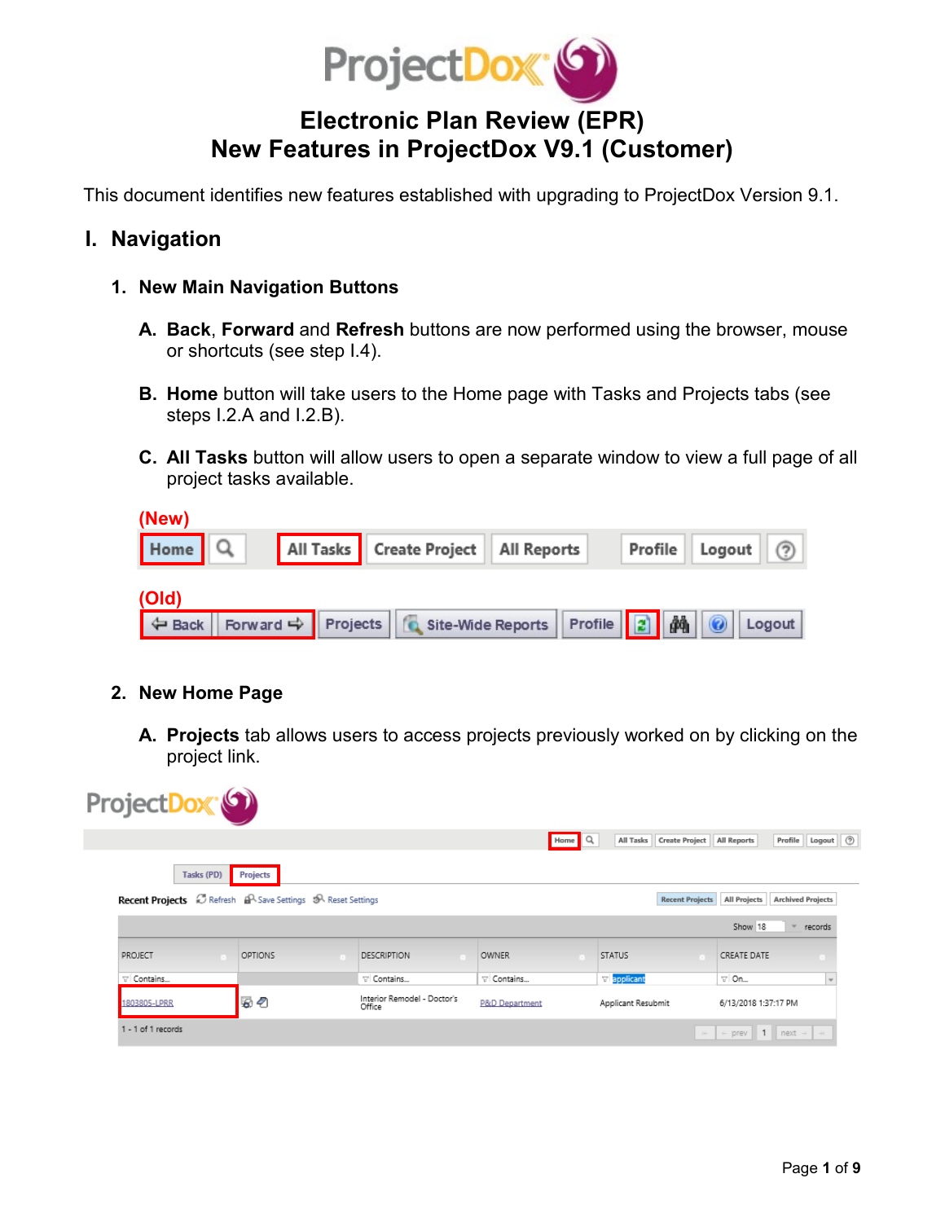# Electronic Plan Review (EPR)
# New Features in ProjectDox V9.1 (Customer)

This document identifies new features established with upgrading to ProjectDox Version 9.1.

## I. Navigation

### 1. New Main Navigation Buttons

A. **Back**, **Forward** and **Refresh** buttons are now performed using the browser, mouse or shortcuts (see step I.4).

B. **Home** button will take users to the Home page with Tasks and Projects tabs (see steps I.2.A and I.2.B).

C. **All Tasks** button will allow users to open a separate window to view a full page of all project tasks available.

**(New)**

**(Old)**

### 2. New Home Page

A. **Projects** tab allows users to access projects previously worked on by clicking on the project link.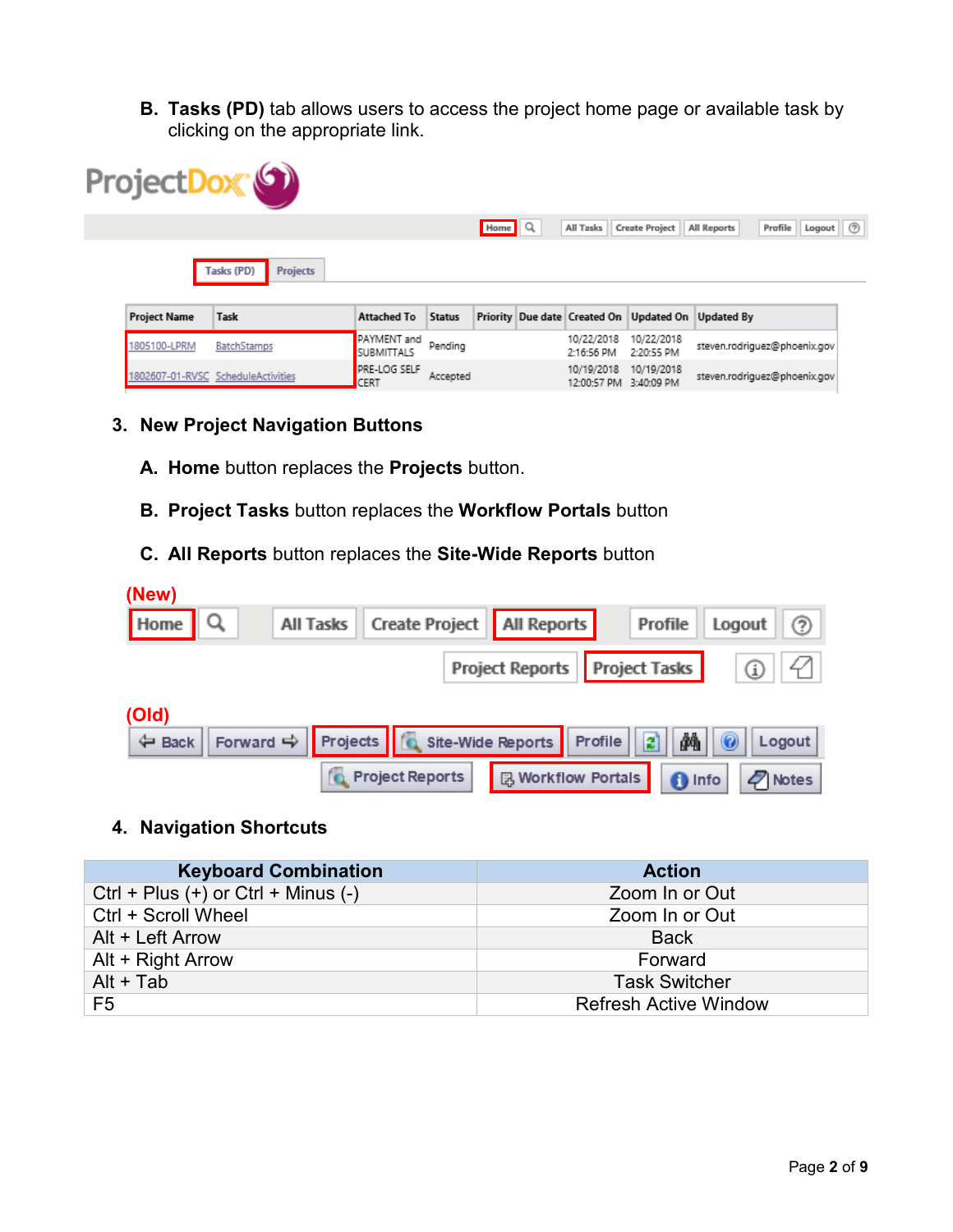B. **Tasks (PD)** tab allows users to access the project home page or available task by clicking on the appropriate link.

3. **New Project Navigation Buttons**

   A. **Home** button replaces the **Projects** button.

   B. **Project Tasks** button replaces the **Workflow Portals** button

   C. **All Reports** button replaces the **Site-Wide Reports** button

4. **Navigation Shortcuts**

| Keyboard Combination | Action |
|---|---|
| Ctrl + Plus (+) or Ctrl + Minus (-) | Zoom In or Out |
| Ctrl + Scroll Wheel | Zoom In or Out |
| Alt + Left Arrow | Back |
| Alt + Right Arrow | Forward |
| Alt + Tab | Task Switcher |
| F5 | Refresh Active Window |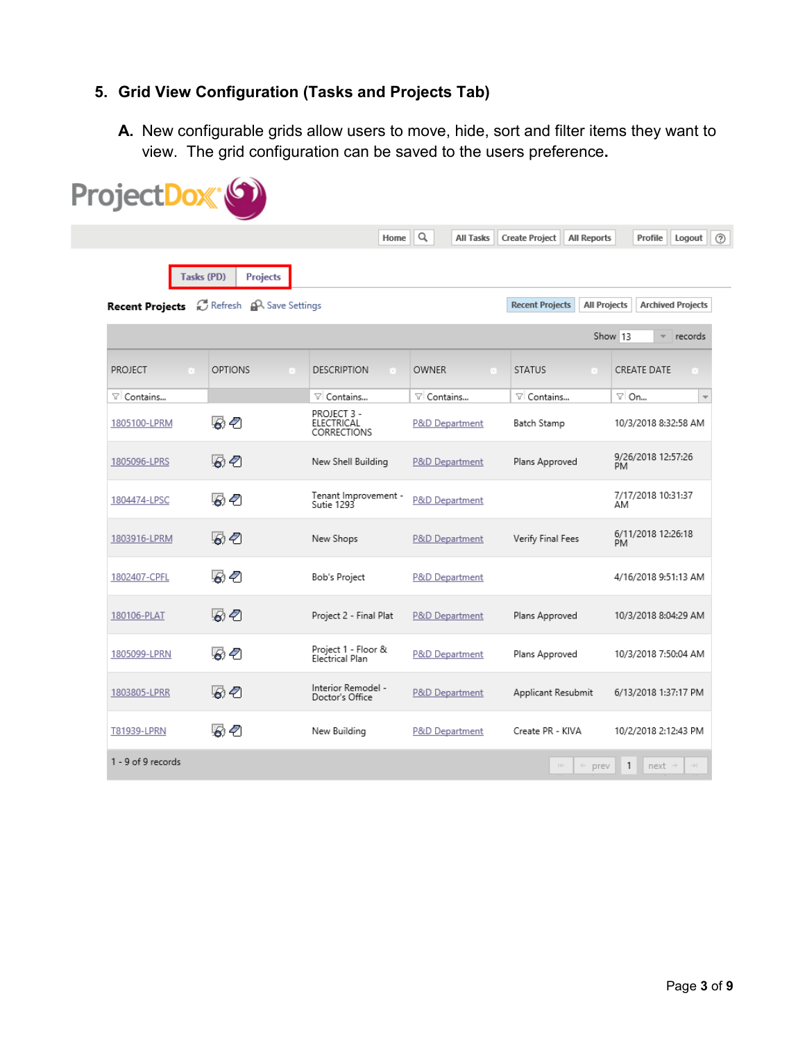## 5. Grid View Configuration (Tasks and Projects Tab)

**A.** New configurable grids allow users to move, hide, sort and filter items they want to view. The grid configuration can be saved to the users preference**.**

ProjectDox

Home | All Tasks | Create Project | All Reports | Profile | Logout

Tasks (PD) | Projects

**Recent Projects** Refresh Save Settings — Recent Projects | All Projects | Archived Projects

Show 13 records

| PROJECT | OPTIONS | DESCRIPTION | OWNER | STATUS | CREATE DATE |
|---|---|---|---|---|---|
| Contains... | | Contains... | Contains... | Contains... | On... |
| 1805100-LPRM | | PROJECT 3 - ELECTRICAL CORRECTIONS | P&D Department | Batch Stamp | 10/3/2018 8:32:58 AM |
| 1805096-LPRS | | New Shell Building | P&D Department | Plans Approved | 9/26/2018 12:57:26 PM |
| 1804474-LPSC | | Tenant Improvement - Sutie 1293 | P&D Department | | 7/17/2018 10:31:37 AM |
| 1803916-LPRM | | New Shops | P&D Department | Verify Final Fees | 6/11/2018 12:26:18 PM |
| 1802407-CPFL | | Bob's Project | P&D Department | | 4/16/2018 9:51:13 AM |
| 180106-PLAT | | Project 2 - Final Plat | P&D Department | Plans Approved | 10/3/2018 8:04:29 AM |
| 1805099-LPRN | | Project 1 - Floor & Electrical Plan | P&D Department | Plans Approved | 10/3/2018 7:50:04 AM |
| 1803805-LPRR | | Interior Remodel - Doctor's Office | P&D Department | Applicant Resubmit | 6/13/2018 1:37:17 PM |
| T81939-LPRN | | New Building | P&D Department | Create PR - KIVA | 10/2/2018 2:12:43 PM |

1 - 9 of 9 records — prev 1 next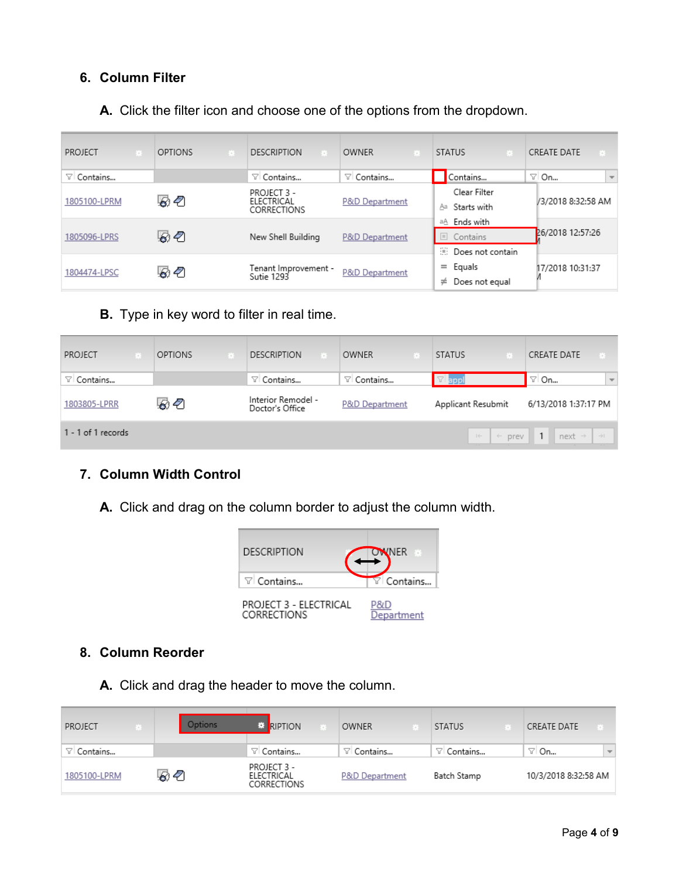## 6. Column Filter

**A.** Click the filter icon and choose one of the options from the dropdown.

| PROJECT | OPTIONS | DESCRIPTION | OWNER | STATUS | CREATE DATE |
|---|---|---|---|---|---|
| Contains... | | Contains... | Contains... | Contains... | On... |
| 1805100-LPRM | | PROJECT 3 - ELECTRICAL CORRECTIONS | P&D Department | | /3/2018 8:32:58 AM |
| 1805096-LPRS | | New Shell Building | P&D Department | | 26/2018 12:57:26 M |
| 1804474-LPSC | | Tenant Improvement - Sutie 1293 | P&D Department | | 17/2018 10:31:37 M |

Dropdown options: Clear Filter, Starts with, Ends with, Contains, Does not contain, Equals, Does not equal

**B.** Type in key word to filter in real time.

| PROJECT | OPTIONS | DESCRIPTION | OWNER | STATUS | CREATE DATE |
|---|---|---|---|---|---|
| Contains... | | Contains... | Contains... | appl | On... |
| 1803805-LPRR | | Interior Remodel - Doctor's Office | P&D Department | Applicant Resubmit | 6/13/2018 1:37:17 PM |

1 - 1 of 1 records

## 7. Column Width Control

**A.** Click and drag on the column border to adjust the column width.

| DESCRIPTION | OWNER |
|---|---|
| Contains... | Contains... |
| PROJECT 3 - ELECTRICAL CORRECTIONS | P&D Department |

## 8. Column Reorder

**A.** Click and drag the header to move the column.

| PROJECT | Options | DESCRIPTION | OWNER | STATUS | CREATE DATE |
|---|---|---|---|---|---|
| Contains... | | Contains... | Contains... | Contains... | On... |
| 1805100-LPRM | | PROJECT 3 - ELECTRICAL CORRECTIONS | P&D Department | Batch Stamp | 10/3/2018 8:32:58 AM |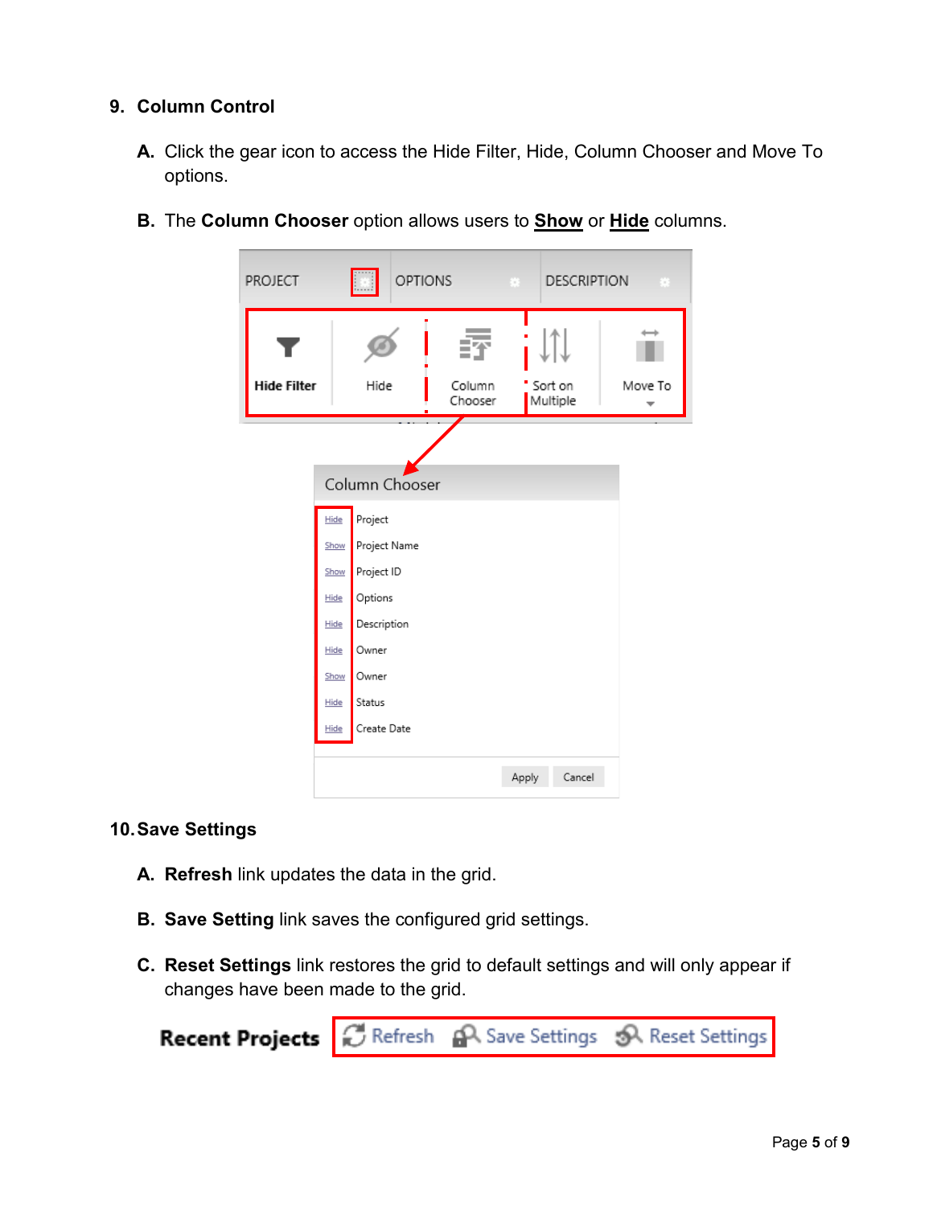9. **Column Control**

   A. Click the gear icon to access the Hide Filter, Hide, Column Chooser and Move To options.

   B. The **Column Chooser** option allows users to **Show** or **Hide** columns.

10. **Save Settings**

    A. **Refresh** link updates the data in the grid.

    B. **Save Setting** link saves the configured grid settings.

    C. **Reset Settings** link restores the grid to default settings and will only appear if changes have been made to the grid.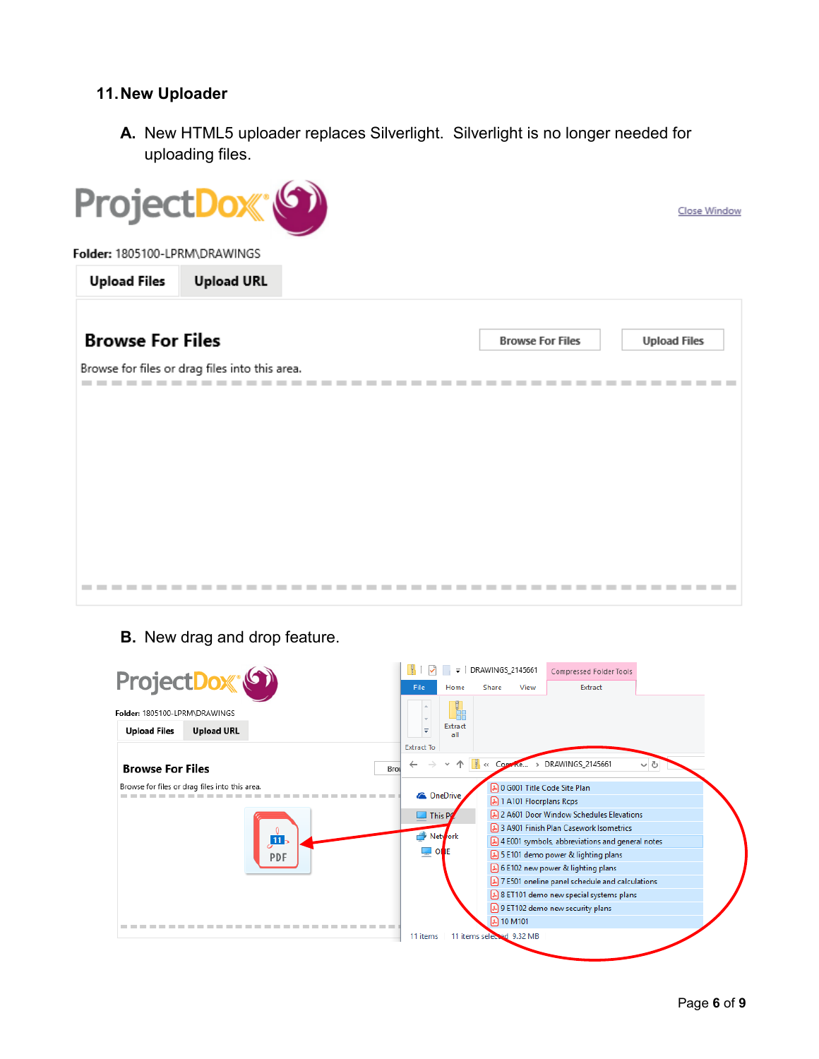## 11. New Uploader

**A.** New HTML5 uploader replaces Silverlight. Silverlight is no longer needed for uploading files.

ProjectDox

Close Window

**Folder:** 1805100-LPRM\DRAWINGS

**Upload Files** | **Upload URL**

**Browse For Files**

Browse For Files | Upload Files

Browse for files or drag files into this area.

**B.** New drag and drop feature.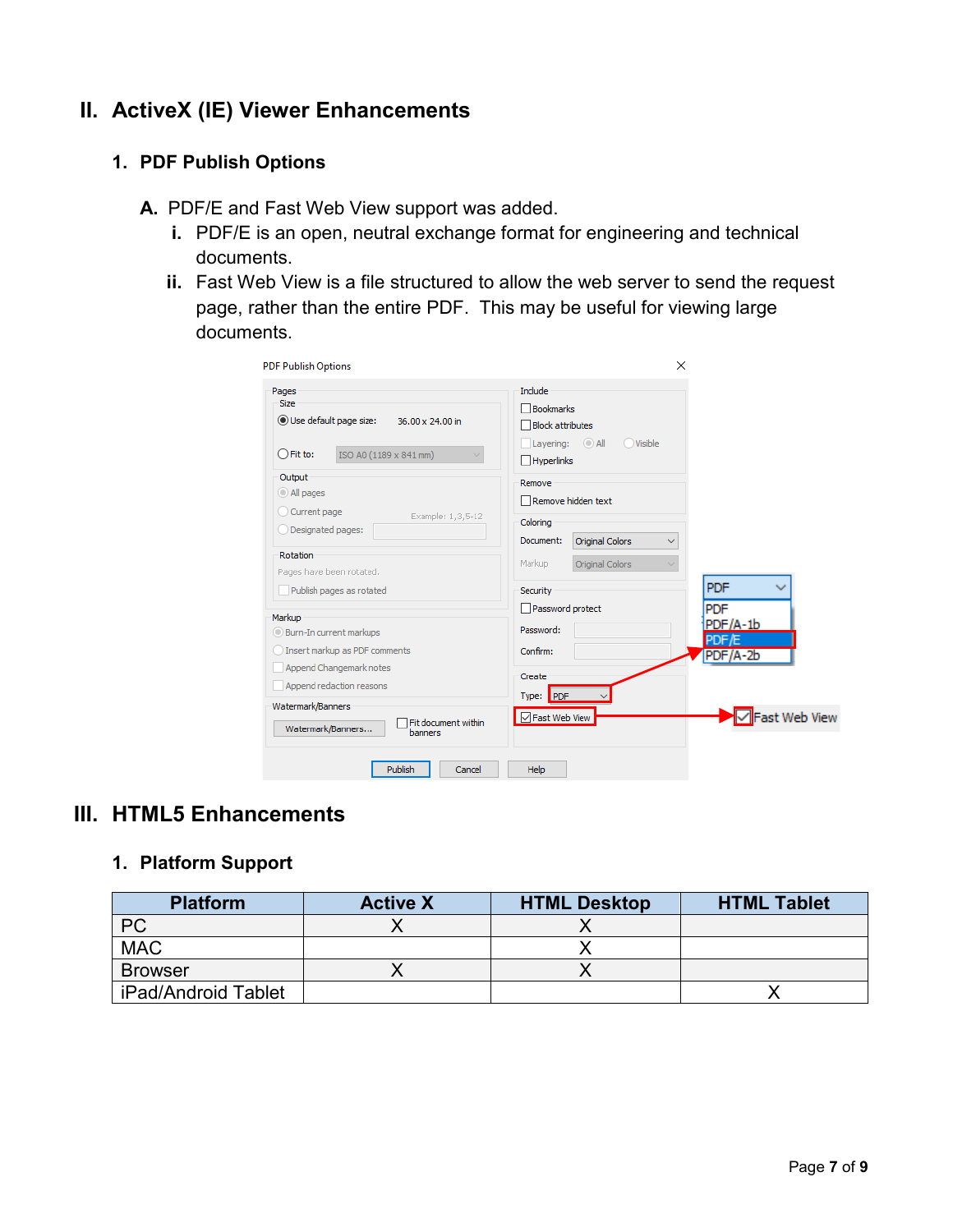## II. ActiveX (IE) Viewer Enhancements

### 1. PDF Publish Options

**A.** PDF/E and Fast Web View support was added.

**i.** PDF/E is an open, neutral exchange format for engineering and technical documents.

**ii.** Fast Web View is a file structured to allow the web server to send the request page, rather than the entire PDF. This may be useful for viewing large documents.

## III. HTML5 Enhancements

### 1. Platform Support

| Platform | Active X | HTML Desktop | HTML Tablet |
|---|---|---|---|
| PC | X | X | |
| MAC | | X | |
| Browser | X | X | |
| iPad/Android Tablet | | | X |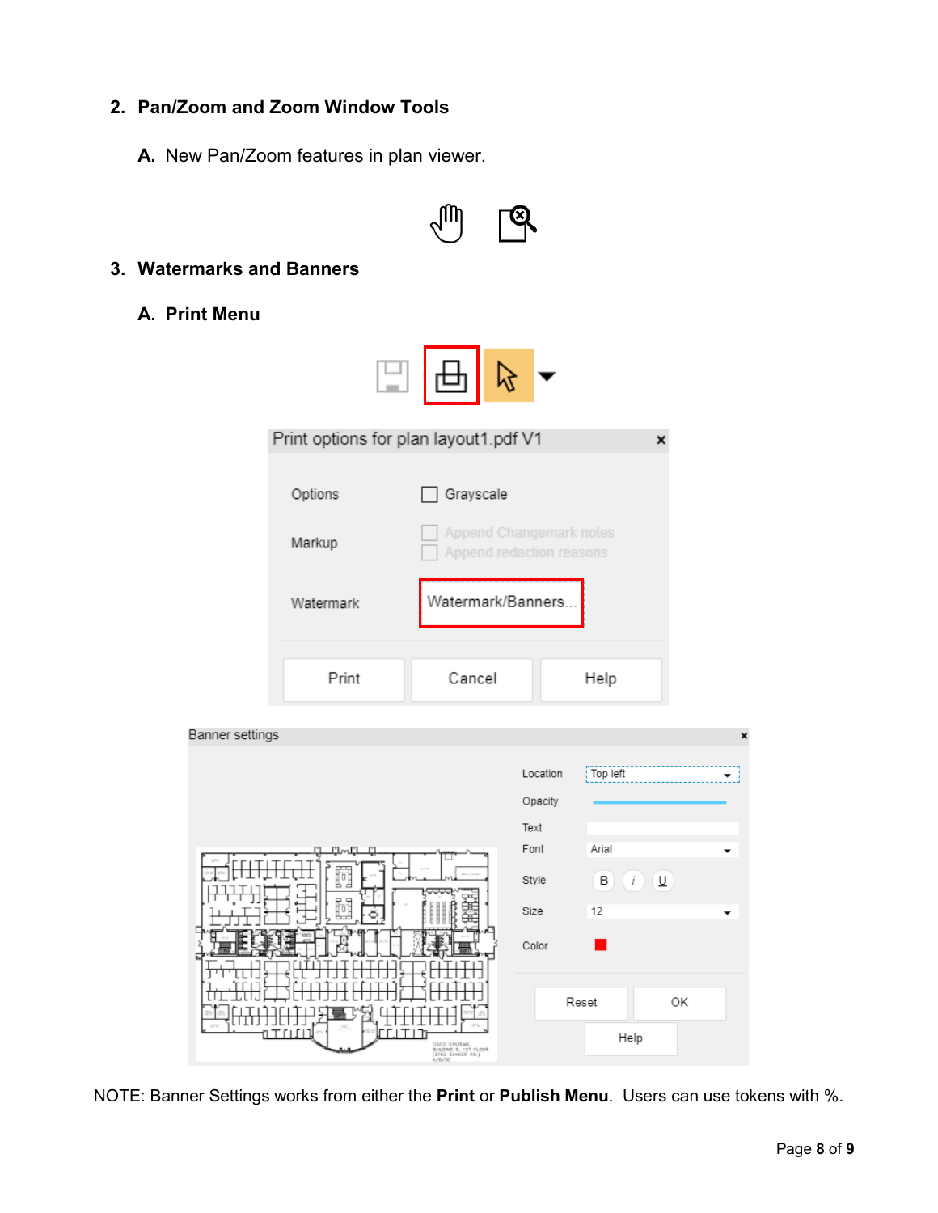## 2. Pan/Zoom and Zoom Window Tools

**A.** New Pan/Zoom features in plan viewer.

## 3. Watermarks and Banners

### A. Print Menu

NOTE: Banner Settings works from either the **Print** or **Publish Menu**. Users can use tokens with %.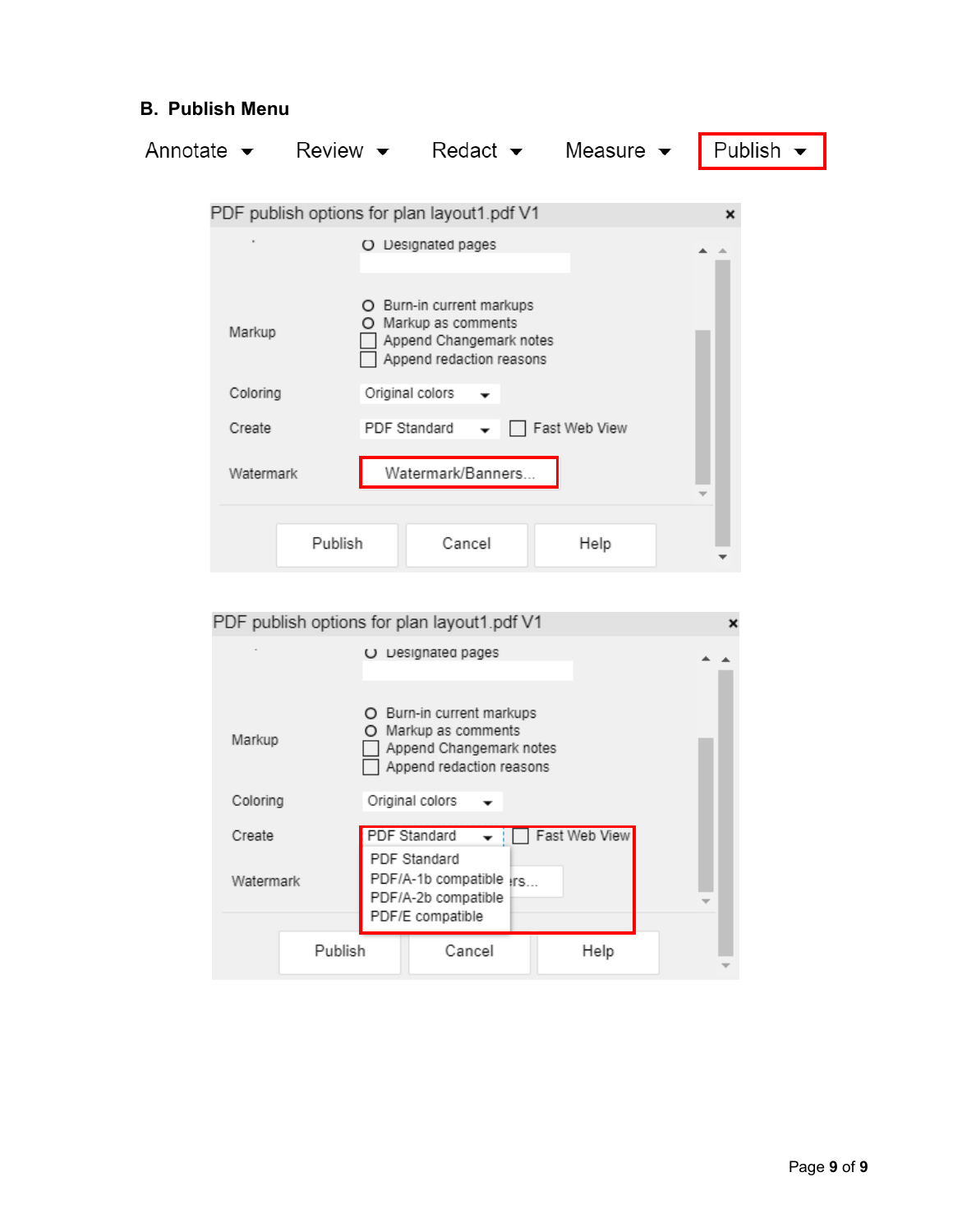### B. Publish Menu

Annotate ▾ Review ▾ Redact ▾ Measure ▾ Publish ▾

PDF publish options for plan layout1.pdf V1

Designated pages

Markup
- Burn-in current markups
- Markup as comments
- Append Changemark notes
- Append redaction reasons

Coloring: Original colors

Create: PDF Standard — Fast Web View

Watermark: Watermark/Banners...

Publish | Cancel | Help

PDF publish options for plan layout1.pdf V1

Designated pages

Markup
- Burn-in current markups
- Markup as comments
- Append Changemark notes
- Append redaction reasons

Coloring: Original colors

Create: PDF Standard — Fast Web View
- PDF Standard
- PDF/A-1b compatible
- PDF/A-2b compatible
- PDF/E compatible

Watermark

Publish | Cancel | Help